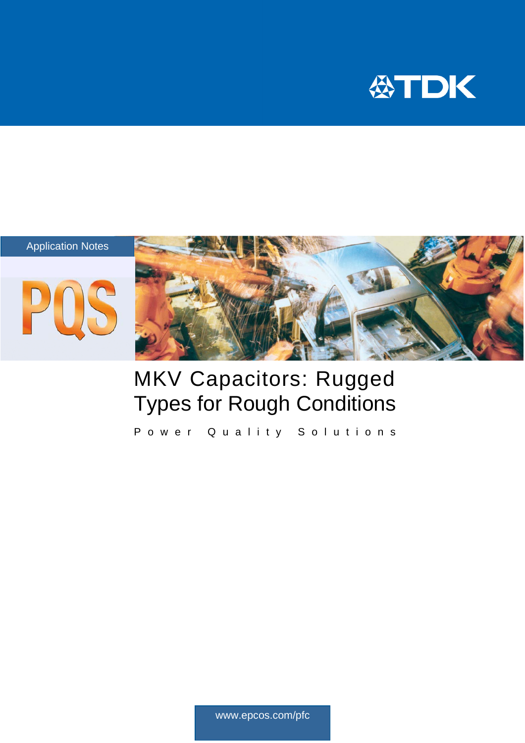TDK

Application Notes

PQS

# MKV Capacitors: Rugged Types for Rough Conditions

Power Quality Solutions

www.epcos.com/pfc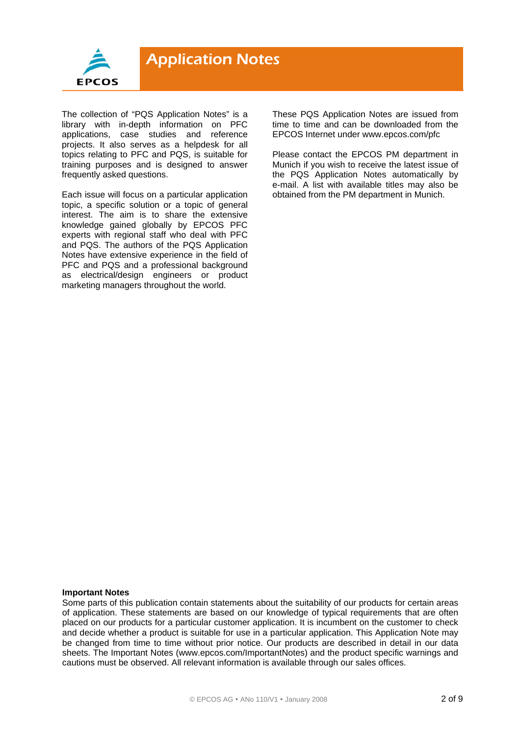# Application Notes

The collection of "PQS Application Notes" is a library with in-depth information on PFC applications, case studies and reference projects. It also serves as a helpdesk for all topics relating to PFC and PQS, is suitable for training purposes and is designed to answer frequently asked questions.

Each issue will focus on a particular application topic, a specific solution or a topic of general interest. The aim is to share the extensive knowledge gained globally by EPCOS PFC experts with regional staff who deal with PFC and PQS. The authors of the PQS Application Notes have extensive experience in the field of PFC and PQS and a professional background as electrical/design engineers or product marketing managers throughout the world.

These PQS Application Notes are issued from time to time and can be downloaded from the EPCOS Internet under www.epcos.com/pfc

Please contact the EPCOS PM department in Munich if you wish to receive the latest issue of the PQS Application Notes automatically by e-mail. A list with available titles may also be obtained from the PM department in Munich.

**Important Notes**

Some parts of this publication contain statements about the suitability of our products for certain areas of application. These statements are based on our knowledge of typical requirements that are often placed on our products for a particular customer application. It is incumbent on the customer to check and decide whether a product is suitable for use in a particular application. This Application Note may be changed from time to time without prior notice. Our products are described in detail in our data sheets. The Important Notes (www.epcos.com/ImportantNotes) and the product specific warnings and cautions must be observed. All relevant information is available through our sales offices.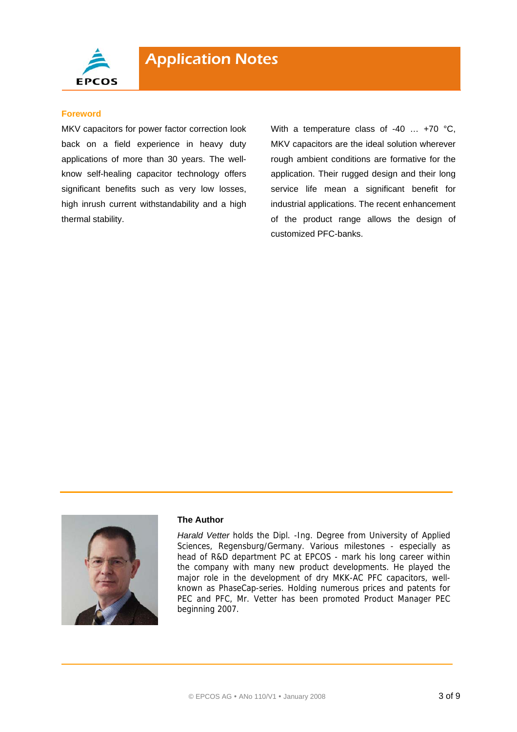# Application Notes

## Foreword

MKV capacitors for power factor correction look back on a field experience in heavy duty applications of more than 30 years. The well-know self-healing capacitor technology offers significant benefits such as very low losses, high inrush current withstandability and a high thermal stability.

With a temperature class of -40 … +70 °C, MKV capacitors are the ideal solution wherever rough ambient conditions are formative for the application. Their rugged design and their long service life mean a significant benefit for industrial applications. The recent enhancement of the product range allows the design of customized PFC-banks.

### The Author

*Harald Vetter* holds the Dipl. -Ing. Degree from University of Applied Sciences, Regensburg/Germany. Various milestones - especially as head of R&D department PC at EPCOS - mark his long career within the company with many new product developments. He played the major role in the development of dry MKK-AC PFC capacitors, well-known as PhaseCap-series. Holding numerous prices and patents for PEC and PFC, Mr. Vetter has been promoted Product Manager PEC beginning 2007.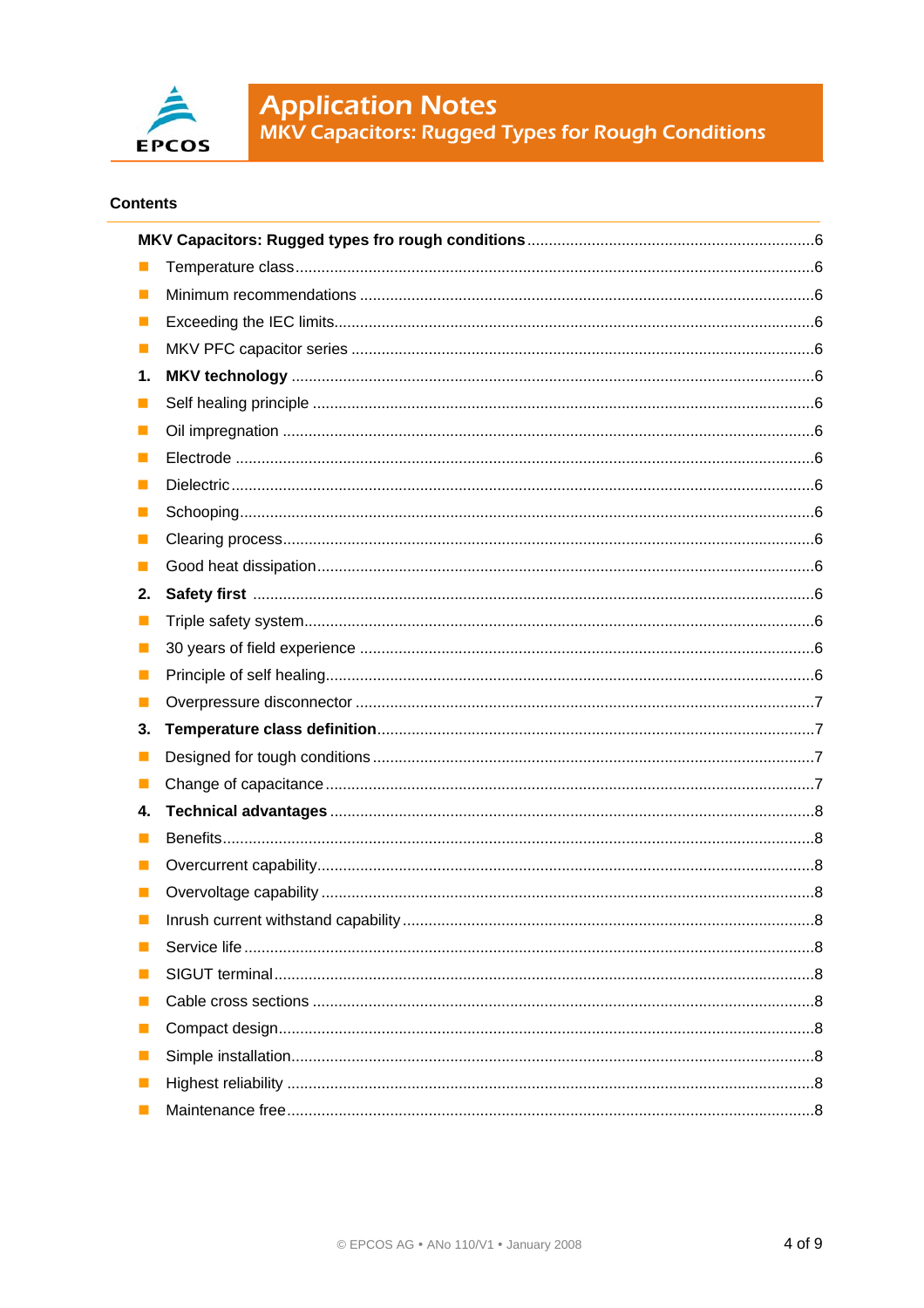## Contents

**MKV Capacitors: Rugged types fro rough conditions** .......... 6

- Temperature class .......... 6
- Minimum recommendations .......... 6
- Exceeding the IEC limits .......... 6
- MKV PFC capacitor series .......... 6

**1. MKV technology** .......... 6

- Self healing principle .......... 6
- Oil impregnation .......... 6
- Electrode .......... 6
- Dielectric .......... 6
- Schooping .......... 6
- Clearing process .......... 6
- Good heat dissipation .......... 6

**2. Safety first** .......... 6

- Triple safety system .......... 6
- 30 years of field experience .......... 6
- Principle of self healing .......... 6
- Overpressure disconnector .......... 7

**3. Temperature class definition** .......... 7

- Designed for tough conditions .......... 7
- Change of capacitance .......... 7

**4. Technical advantages** .......... 8

- Benefits .......... 8
- Overcurrent capability .......... 8
- Overvoltage capability .......... 8
- Inrush current withstand capability .......... 8
- Service life .......... 8
- SIGUT terminal .......... 8
- Cable cross sections .......... 8
- Compact design .......... 8
- Simple installation .......... 8
- Highest reliability .......... 8
- Maintenance free .......... 8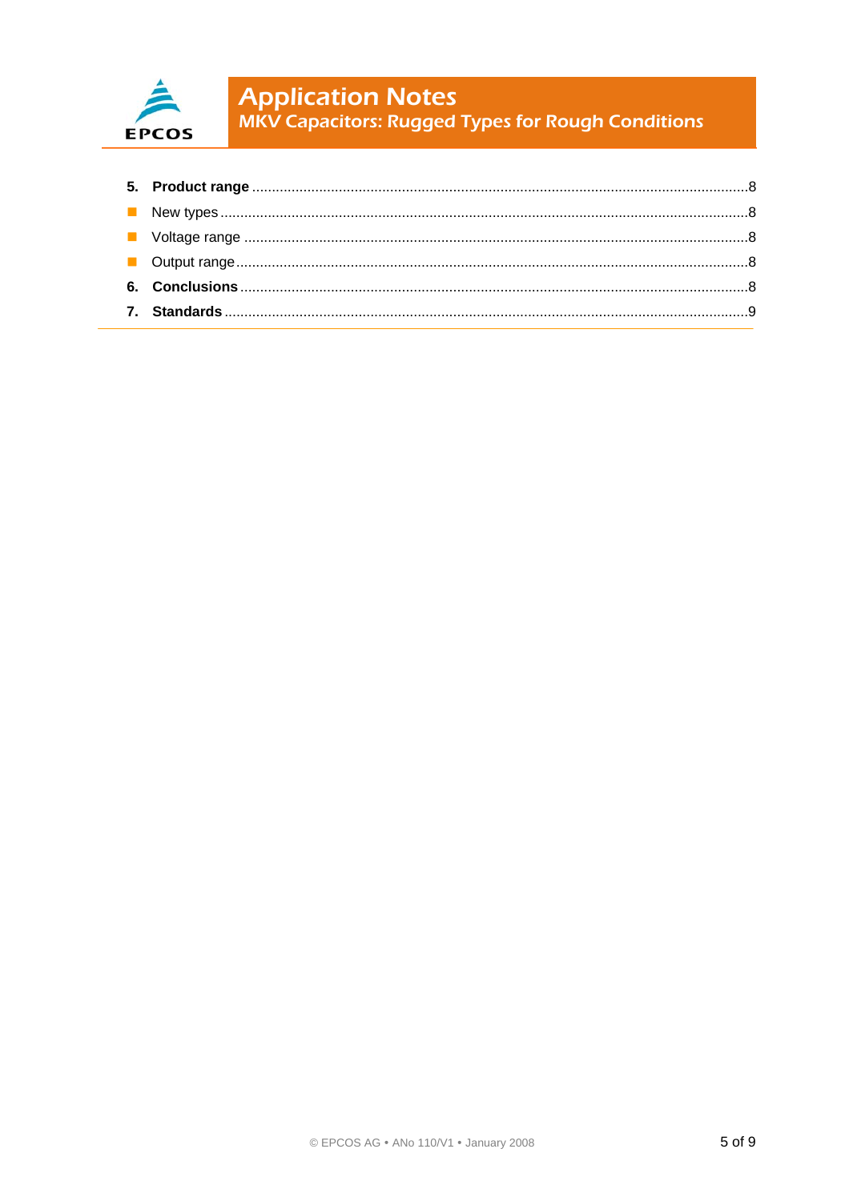5. **Product range** ............................................................................................................................8
- New types ....................................................................................................................................8
- Voltage range .............................................................................................................................8
- Output range ...............................................................................................................................8

6. **Conclusions** ...............................................................................................................................8

7. **Standards** ...................................................................................................................................9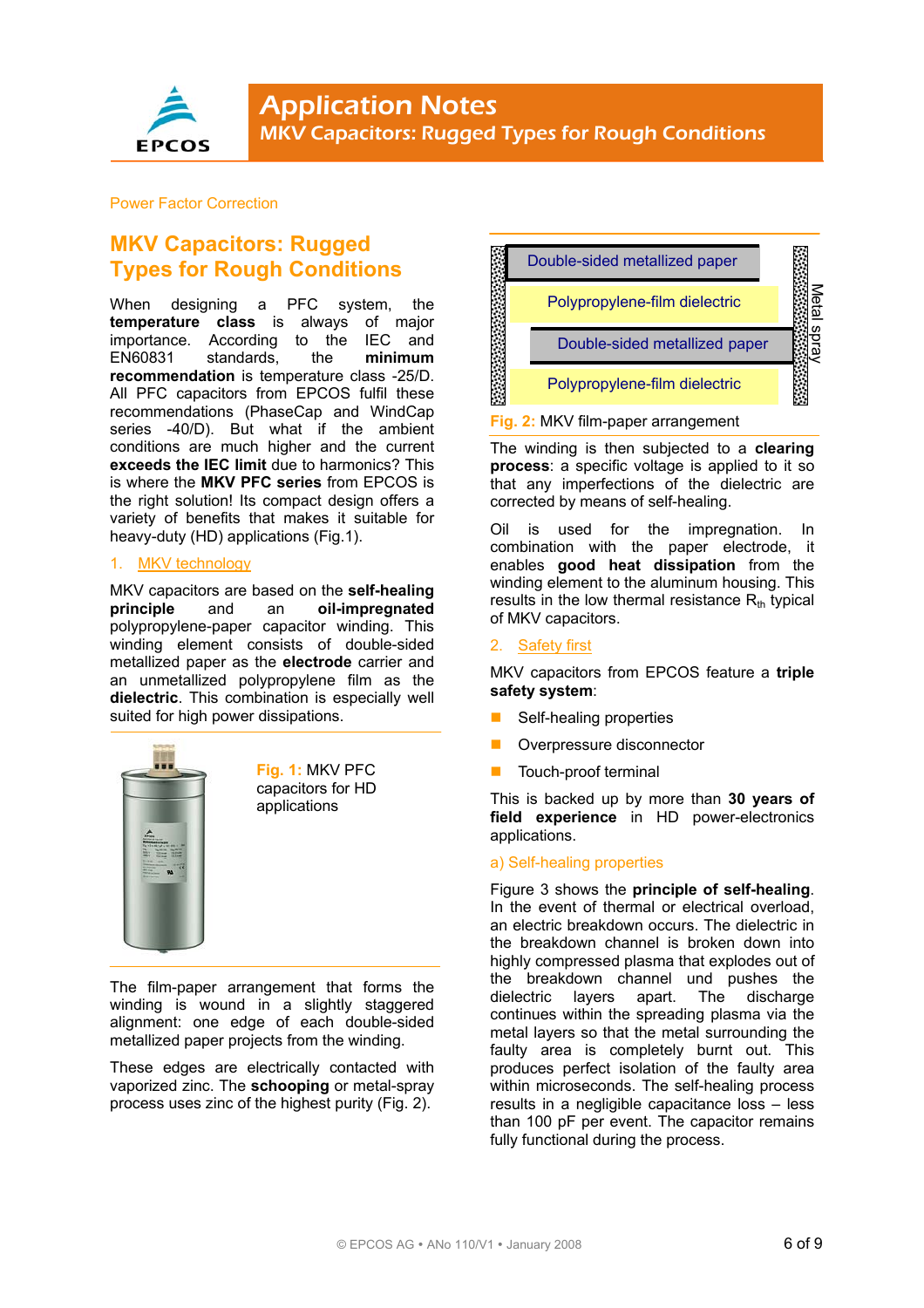Power Factor Correction

# MKV Capacitors: Rugged Types for Rough Conditions

When designing a PFC system, the **temperature class** is always of major importance. According to the IEC and EN60831 standards, the **minimum recommendation** is temperature class -25/D. All PFC capacitors from EPCOS fulfil these recommendations (PhaseCap and WindCap series -40/D). But what if the ambient conditions are much higher and the current **exceeds the IEC limit** due to harmonics? This is where the **MKV PFC series** from EPCOS is the right solution! Its compact design offers a variety of benefits that makes it suitable for heavy-duty (HD) applications (Fig.1).

## 1. MKV technology

MKV capacitors are based on the **self-healing principle** and an **oil-impregnated** polypropylene-paper capacitor winding. This winding element consists of double-sided metallized paper as the **electrode** carrier and an unmetallized polypropylene film as the **dielectric**. This combination is especially well suited for high power dissipations.

**Fig. 1:** MKV PFC capacitors for HD applications

The film-paper arrangement that forms the winding is wound in a slightly staggered alignment: one edge of each double-sided metallized paper projects from the winding.

These edges are electrically contacted with vaporized zinc. The **schooping** or metal-spray process uses zinc of the highest purity (Fig. 2).

Double-sided metallized paper
Polypropylene-film dielectric
Double-sided metallized paper
Polypropylene-film dielectric
Metal spray

**Fig. 2:** MKV film-paper arrangement

The winding is then subjected to a **clearing process**: a specific voltage is applied to it so that any imperfections of the dielectric are corrected by means of self-healing.

Oil is used for the impregnation. In combination with the paper electrode, it enables **good heat dissipation** from the winding element to the aluminum housing. This results in the low thermal resistance $R_{th}$ typical of MKV capacitors.

## 2. Safety first

MKV capacitors from EPCOS feature a **triple safety system**:

- Self-healing properties
- Overpressure disconnector
- Touch-proof terminal

This is backed up by more than **30 years of field experience** in HD power-electronics applications.

### a) Self-healing properties

Figure 3 shows the **principle of self-healing**. In the event of thermal or electrical overload, an electric breakdown occurs. The dielectric in the breakdown channel is broken down into highly compressed plasma that explodes out of the breakdown channel und pushes the dielectric layers apart. The discharge continues within the spreading plasma via the metal layers so that the metal surrounding the faulty area is completely burnt out. This produces perfect isolation of the faulty area within microseconds. The self-healing process results in a negligible capacitance loss – less than 100 pF per event. The capacitor remains fully functional during the process.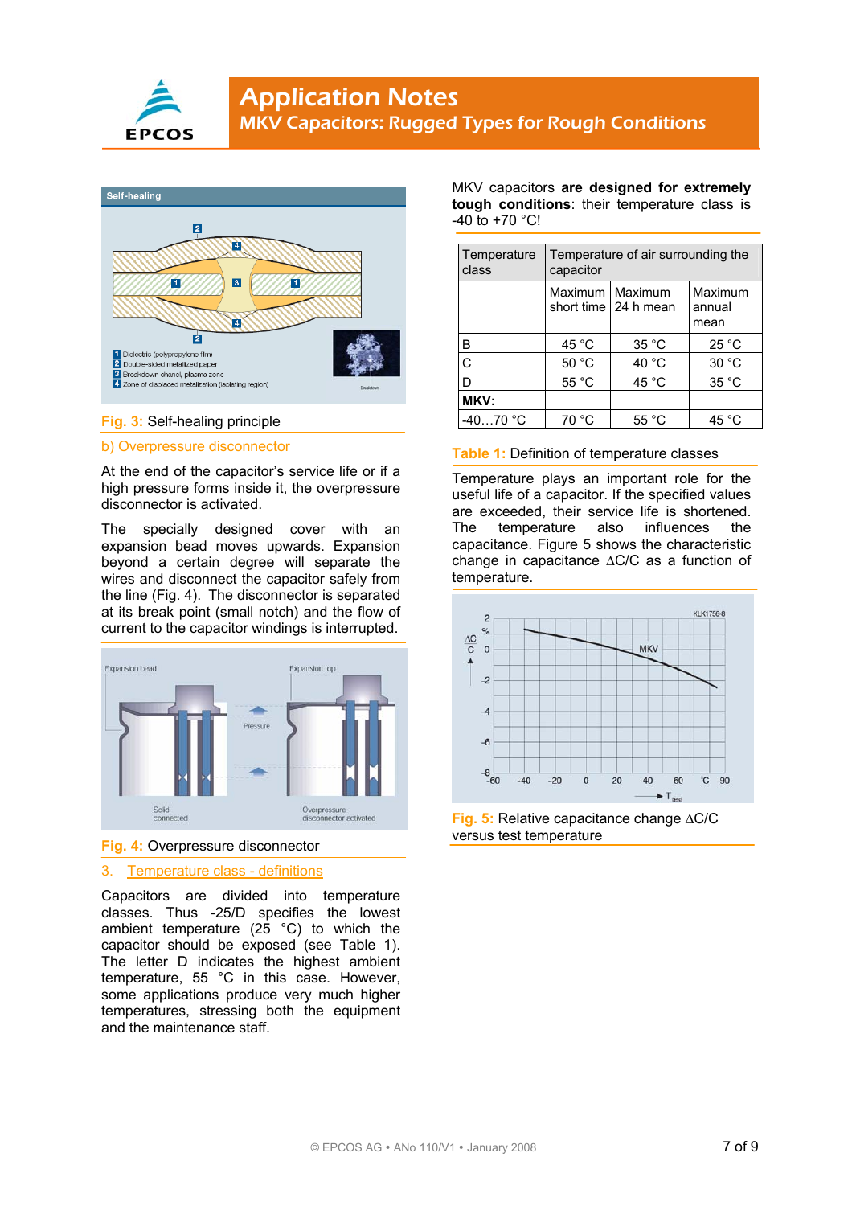Fig. 3: Self-healing principle

### b) Overpressure disconnector

At the end of the capacitor's service life or if a high pressure forms inside it, the overpressure disconnector is activated.

The specially designed cover with an expansion bead moves upwards. Expansion beyond a certain degree will separate the wires and disconnect the capacitor safely from the line (Fig. 4). The disconnector is separated at its break point (small notch) and the flow of current to the capacitor windings is interrupted.

Fig. 4: Overpressure disconnector

## 3. Temperature class - definitions

Capacitors are divided into temperature classes. Thus -25/D specifies the lowest ambient temperature (25 °C) to which the capacitor should be exposed (see Table 1). The letter D indicates the highest ambient temperature, 55 °C in this case. However, some applications produce very much higher temperatures, stressing both the equipment and the maintenance staff.

MKV capacitors **are designed for extremely tough conditions**: their temperature class is -40 to +70 °C!

| Temperature class | Temperature of air surrounding the capacitor | | |
|---|---|---|---|
| | Maximum short time | Maximum 24 h mean | Maximum annual mean |
| B | 45 °C | 35 °C | 25 °C |
| C | 50 °C | 40 °C | 30 °C |
| D | 55 °C | 45 °C | 35 °C |
| **MKV:** | | | |
| -40…70 °C | 70 °C | 55 °C | 45 °C |

Table 1: Definition of temperature classes

Temperature plays an important role for the useful life of a capacitor. If the specified values are exceeded, their service life is shortened. The temperature also influences the capacitance. Figure 5 shows the characteristic change in capacitance $\Delta C/C$ as a function of temperature.

Fig. 5: Relative capacitance change $\Delta C/C$ versus test temperature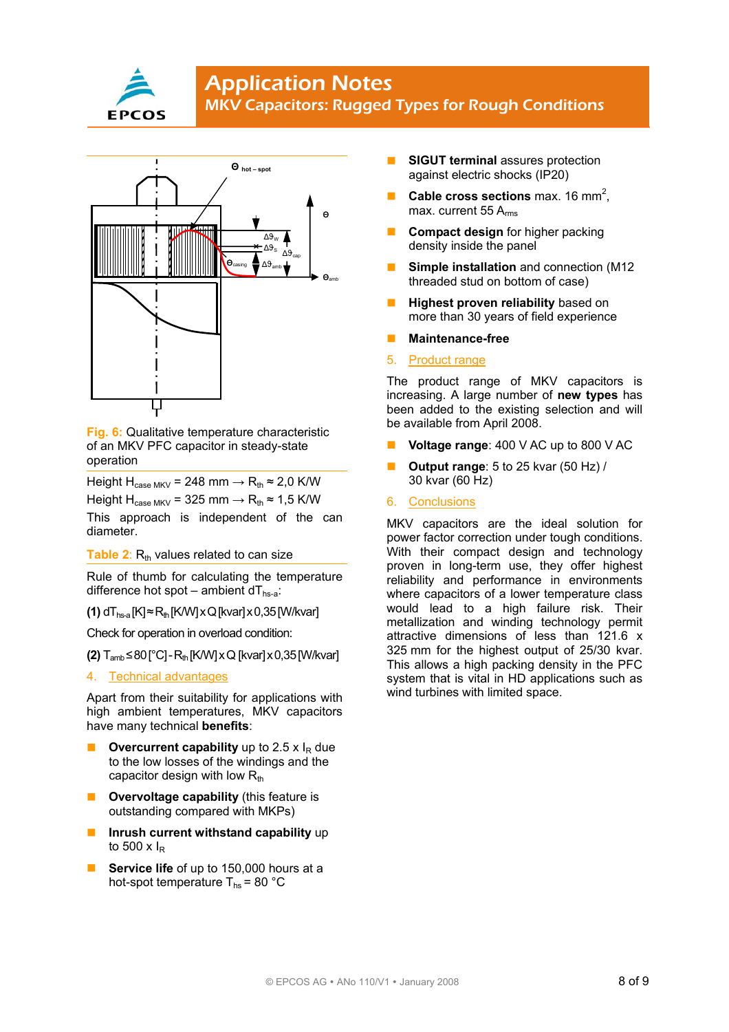Fig. 6: Qualitative temperature characteristic of an MKV PFC capacitor in steady-state operation

Height $H_{case\ MKV}$ = 248 mm → $R_{th}$ ≈ 2,0 K/W
Height $H_{case\ MKV}$ = 325 mm → $R_{th}$ ≈ 1,5 K/W
This approach is independent of the can diameter.

Table 2: $R_{th}$ values related to can size

Rule of thumb for calculating the temperature difference hot spot – ambient $dT_{hs\text{-}a}$:

**(1)** $dT_{hs\text{-}a}$ [K] ≈ $R_{th}$ [K/W] x Q [kvar] x 0,35 [W/kvar]

Check for operation in overload condition:

**(2)** $T_{amb}$ ≤ 80 [°C] - $R_{th}$ [K/W] x Q [kvar] x 0,35 [W/kvar]

## 4. Technical advantages

Apart from their suitability for applications with high ambient temperatures, MKV capacitors have many technical **benefits**:

- **Overcurrent capability** up to 2.5 x $I_R$ due to the low losses of the windings and the capacitor design with low $R_{th}$
- **Overvoltage capability** (this feature is outstanding compared with MKPs)
- **Inrush current withstand capability** up to 500 x $I_R$
- **Service life** of up to 150,000 hours at a hot-spot temperature $T_{hs}$ = 80 °C
- **SIGUT terminal** assures protection against electric shocks (IP20)
- **Cable cross sections** max. 16 mm², max. current 55 $A_{rms}$
- **Compact design** for higher packing density inside the panel
- **Simple installation** and connection (M12 threaded stud on bottom of case)
- **Highest proven reliability** based on more than 30 years of field experience
- **Maintenance-free**

## 5. Product range

The product range of MKV capacitors is increasing. A large number of **new types** has been added to the existing selection and will be available from April 2008.

- **Voltage range**: 400 V AC up to 800 V AC
- **Output range**: 5 to 25 kvar (50 Hz) / 30 kvar (60 Hz)

## 6. Conclusions

MKV capacitors are the ideal solution for power factor correction under tough conditions. With their compact design and technology proven in long-term use, they offer highest reliability and performance in environments where capacitors of a lower temperature class would lead to a high failure risk. Their metallization and winding technology permit attractive dimensions of less than 121.6 x 325 mm for the highest output of 25/30 kvar. This allows a high packing density in the PFC system that is vital in HD applications such as wind turbines with limited space.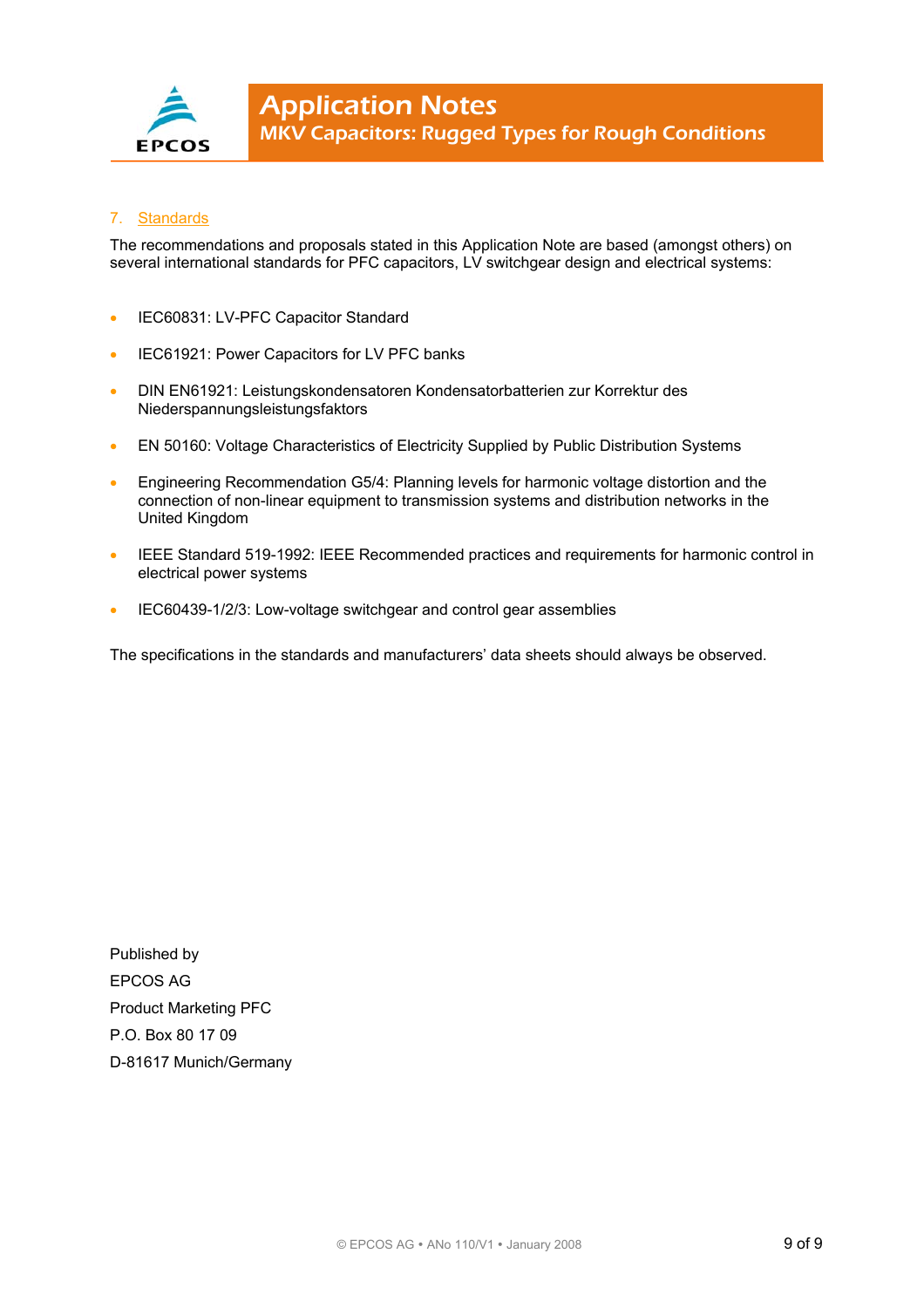## 7. Standards

The recommendations and proposals stated in this Application Note are based (amongst others) on several international standards for PFC capacitors, LV switchgear design and electrical systems:

- IEC60831: LV-PFC Capacitor Standard
- IEC61921: Power Capacitors for LV PFC banks
- DIN EN61921: Leistungskondensatoren Kondensatorbatterien zur Korrektur des Niederspannungsleistungsfaktors
- EN 50160: Voltage Characteristics of Electricity Supplied by Public Distribution Systems
- Engineering Recommendation G5/4: Planning levels for harmonic voltage distortion and the connection of non-linear equipment to transmission systems and distribution networks in the United Kingdom
- IEEE Standard 519-1992: IEEE Recommended practices and requirements for harmonic control in electrical power systems
- IEC60439-1/2/3: Low-voltage switchgear and control gear assemblies

The specifications in the standards and manufacturers' data sheets should always be observed.

Published by
EPCOS AG
Product Marketing PFC
P.O. Box 80 17 09
D-81617 Munich/Germany